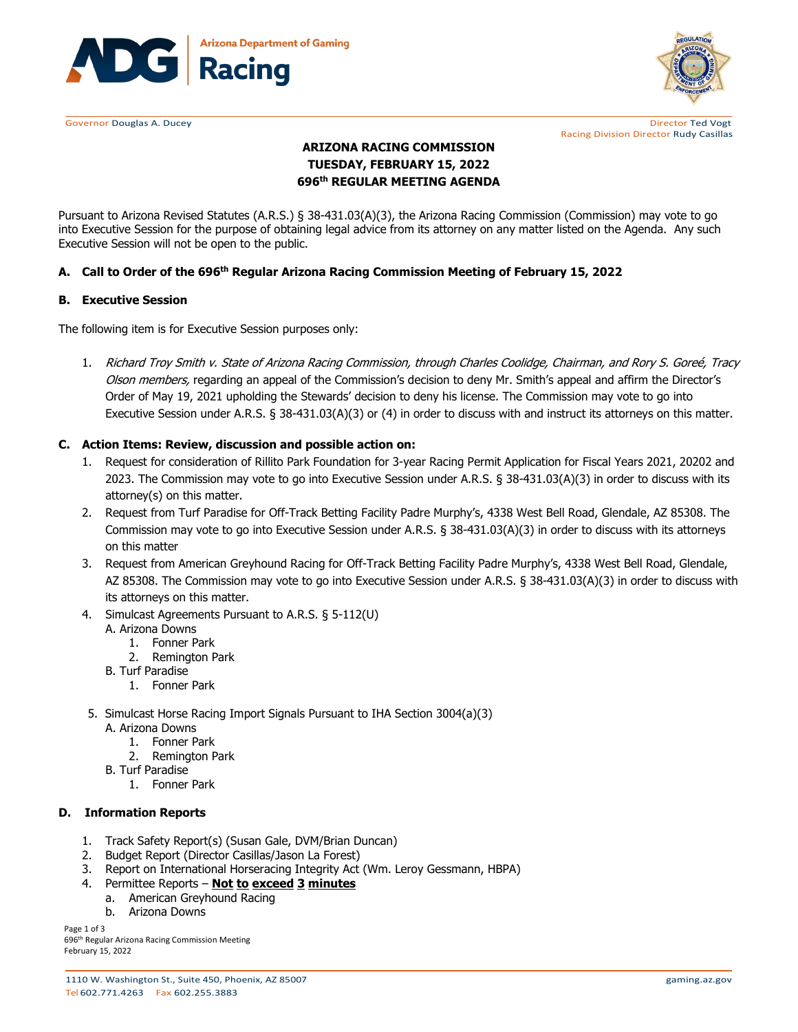Arizona Department of Gaming

Racing

Governor Douglas A. Ducey

Director Ted Vogt
Racing Division Director Rudy Casillas

# ARIZONA RACING COMMISSION
# TUESDAY, FEBRUARY 15, 2022
# 696th REGULAR MEETING AGENDA

Pursuant to Arizona Revised Statutes (A.R.S.) § 38-431.03(A)(3), the Arizona Racing Commission (Commission) may vote to go into Executive Session for the purpose of obtaining legal advice from its attorney on any matter listed on the Agenda. Any such Executive Session will not be open to the public.

### A. Call to Order of the 696th Regular Arizona Racing Commission Meeting of February 15, 2022

### B. Executive Session

The following item is for Executive Session purposes only:

1. *Richard Troy Smith v. State of Arizona Racing Commission, through Charles Coolidge, Chairman, and Rory S. Goreé, Tracy Olson members,* regarding an appeal of the Commission's decision to deny Mr. Smith's appeal and affirm the Director's Order of May 19, 2021 upholding the Stewards' decision to deny his license. The Commission may vote to go into Executive Session under A.R.S. § 38-431.03(A)(3) or (4) in order to discuss with and instruct its attorneys on this matter.

### C. Action Items: Review, discussion and possible action on:

1. Request for consideration of Rillito Park Foundation for 3-year Racing Permit Application for Fiscal Years 2021, 20202 and 2023. The Commission may vote to go into Executive Session under A.R.S. § 38-431.03(A)(3) in order to discuss with its attorney(s) on this matter.
2. Request from Turf Paradise for Off-Track Betting Facility Padre Murphy's, 4338 West Bell Road, Glendale, AZ 85308. The Commission may vote to go into Executive Session under A.R.S. § 38-431.03(A)(3) in order to discuss with its attorneys on this matter
3. Request from American Greyhound Racing for Off-Track Betting Facility Padre Murphy's, 4338 West Bell Road, Glendale, AZ 85308. The Commission may vote to go into Executive Session under A.R.S. § 38-431.03(A)(3) in order to discuss with its attorneys on this matter.
4. Simulcast Agreements Pursuant to A.R.S. § 5-112(U)
   A. Arizona Downs
      1. Fonner Park
      2. Remington Park
   B. Turf Paradise
      1. Fonner Park
5. Simulcast Horse Racing Import Signals Pursuant to IHA Section 3004(a)(3)
   A. Arizona Downs
      1. Fonner Park
      2. Remington Park
   B. Turf Paradise
      1. Fonner Park

### D. Information Reports

1. Track Safety Report(s) (Susan Gale, DVM/Brian Duncan)
2. Budget Report (Director Casillas/Jason La Forest)
3. Report on International Horseracing Integrity Act (Wm. Leroy Gessmann, HBPA)
4. Permittee Reports – **<u>Not to exceed 3 minutes</u>**
   a. American Greyhound Racing
   b. Arizona Downs

1110 W. Washington St., Suite 450, Phoenix, AZ 85007
Tel 602.771.4263 Fax 602.255.3883
gaming.az.gov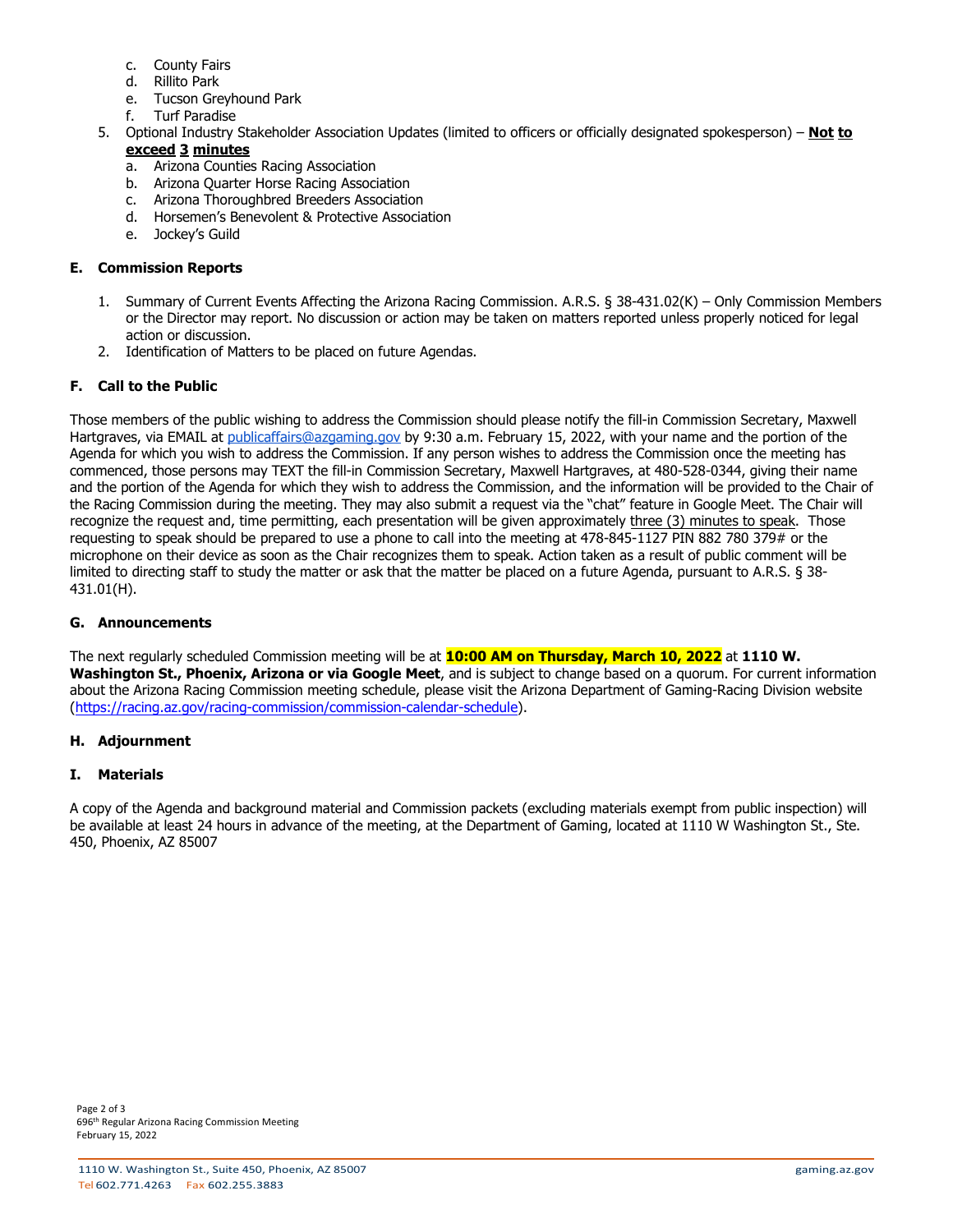c. County Fairs
d. Rillito Park
e. Tucson Greyhound Park
f. Turf Paradise

5. Optional Industry Stakeholder Association Updates (limited to officers or officially designated spokesperson) – **Not to exceed 3 minutes**
   a. Arizona Counties Racing Association
   b. Arizona Quarter Horse Racing Association
   c. Arizona Thoroughbred Breeders Association
   d. Horsemen's Benevolent & Protective Association
   e. Jockey's Guild

### E. Commission Reports

1. Summary of Current Events Affecting the Arizona Racing Commission. A.R.S. § 38-431.02(K) – Only Commission Members or the Director may report. No discussion or action may be taken on matters reported unless properly noticed for legal action or discussion.
2. Identification of Matters to be placed on future Agendas.

### F. Call to the Public

Those members of the public wishing to address the Commission should please notify the fill-in Commission Secretary, Maxwell Hartgraves, via EMAIL at publicaffairs@azgaming.gov by 9:30 a.m. February 15, 2022, with your name and the portion of the Agenda for which you wish to address the Commission. If any person wishes to address the Commission once the meeting has commenced, those persons may TEXT the fill-in Commission Secretary, Maxwell Hartgraves, at 480-528-0344, giving their name and the portion of the Agenda for which they wish to address the Commission, and the information will be provided to the Chair of the Racing Commission during the meeting. They may also submit a request via the "chat" feature in Google Meet. The Chair will recognize the request and, time permitting, each presentation will be given approximately three (3) minutes to speak. Those requesting to speak should be prepared to use a phone to call into the meeting at 478-845-1127 PIN 882 780 379# or the microphone on their device as soon as the Chair recognizes them to speak. Action taken as a result of public comment will be limited to directing staff to study the matter or ask that the matter be placed on a future Agenda, pursuant to A.R.S. § 38-431.01(H).

### G. Announcements

The next regularly scheduled Commission meeting will be at **10:00 AM on Thursday, March 10, 2022** at **1110 W. Washington St., Phoenix, Arizona or via Google Meet**, and is subject to change based on a quorum. For current information about the Arizona Racing Commission meeting schedule, please visit the Arizona Department of Gaming-Racing Division website (https://racing.az.gov/racing-commission/commission-calendar-schedule).

### H. Adjournment

### I. Materials

A copy of the Agenda and background material and Commission packets (excluding materials exempt from public inspection) will be available at least 24 hours in advance of the meeting, at the Department of Gaming, located at 1110 W Washington St., Ste. 450, Phoenix, AZ 85007